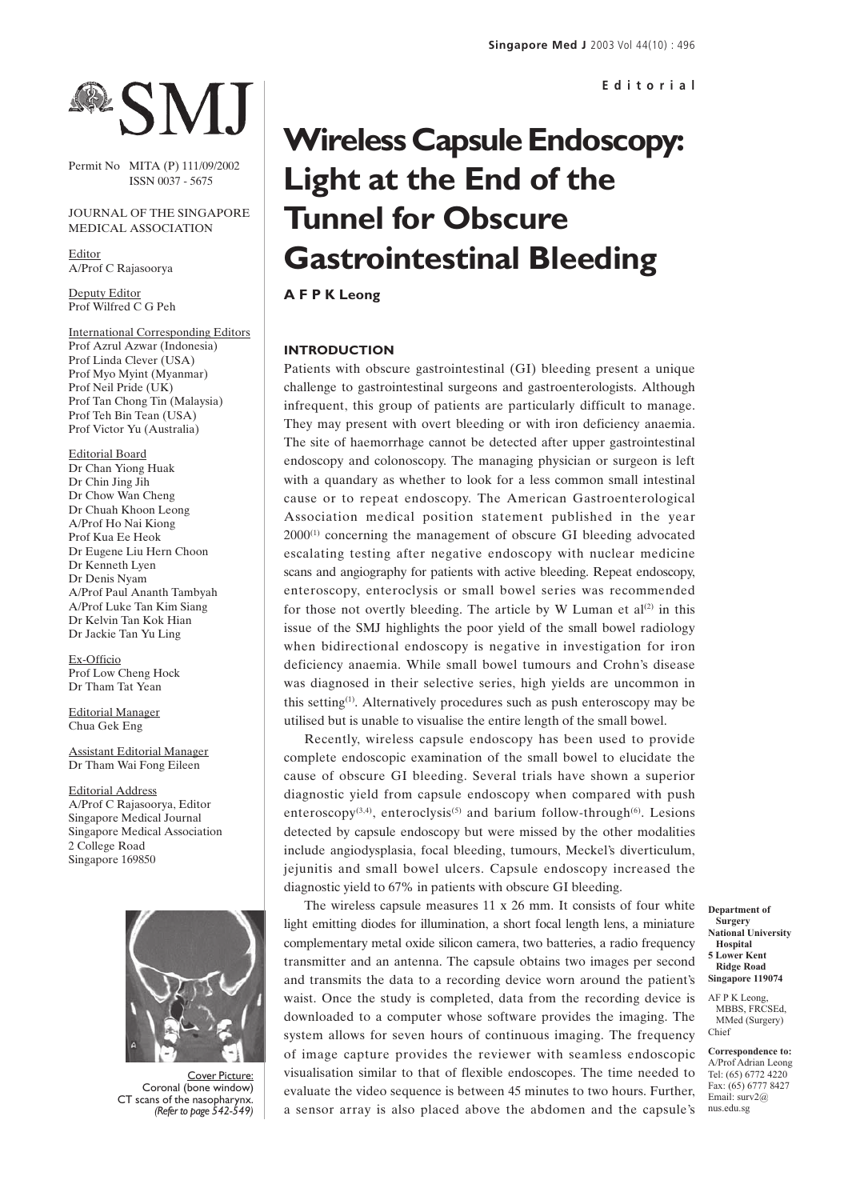Editorial

# Wireless Capsule Endoscopy: Light at the End of the Tunnel for Obscure Gastrointestinal Bleeding

**A F P K Leong**

Permit No MITA (P) 111/09/2002
ISSN 0037 - 5675

JOURNAL OF THE SINGAPORE MEDICAL ASSOCIATION

Editor
A/Prof C Rajasoorya

Deputy Editor
Prof Wilfred C G Peh

International Corresponding Editors
Prof Azrul Azwar (Indonesia)
Prof Linda Clever (USA)
Prof Myo Myint (Myanmar)
Prof Neil Pride (UK)
Prof Tan Chong Tin (Malaysia)
Prof Teh Bin Tean (USA)
Prof Victor Yu (Australia)

Editorial Board
Dr Chan Yiong Huak
Dr Chin Jing Jih
Dr Chow Wan Cheng
Dr Chuah Khoon Leong
A/Prof Ho Nai Kiong
Prof Kua Ee Heok
Dr Eugene Liu Hern Choon
Dr Kenneth Lyen
Dr Denis Nyam
A/Prof Paul Ananth Tambyah
A/Prof Luke Tan Kim Siang
Dr Kelvin Tan Kok Hian
Dr Jackie Tan Yu Ling

Ex-Officio
Prof Low Cheng Hock
Dr Tham Tat Yean

Editorial Manager
Chua Gek Eng

Assistant Editorial Manager
Dr Tham Wai Fong Eileen

Editorial Address
A/Prof C Rajasoorya, Editor
Singapore Medical Journal
Singapore Medical Association
2 College Road
Singapore 169850

Cover Picture:
Coronal (bone window) CT scans of the nasopharynx.
*(Refer to page 542-549)*

## INTRODUCTION

Patients with obscure gastrointestinal (GI) bleeding present a unique challenge to gastrointestinal surgeons and gastroenterologists. Although infrequent, this group of patients are particularly difficult to manage. They may present with overt bleeding or with iron deficiency anaemia. The site of haemorrhage cannot be detected after upper gastrointestinal endoscopy and colonoscopy. The managing physician or surgeon is left with a quandary as whether to look for a less common small intestinal cause or to repeat endoscopy. The American Gastroenterological Association medical position statement published in the year 2000[1] concerning the management of obscure GI bleeding advocated escalating testing after negative endoscopy with nuclear medicine scans and angiography for patients with active bleeding. Repeat endoscopy, enteroscopy, enteroclysis or small bowel series was recommended for those not overtly bleeding. The article by W Luman et al[2] in this issue of the SMJ highlights the poor yield of the small bowel radiology when bidirectional endoscopy is negative in investigation for iron deficiency anaemia. While small bowel tumours and Crohn's disease was diagnosed in their selective series, high yields are uncommon in this setting[1]. Alternatively procedures such as push enteroscopy may be utilised but is unable to visualise the entire length of the small bowel.

Recently, wireless capsule endoscopy has been used to provide complete endoscopic examination of the small bowel to elucidate the cause of obscure GI bleeding. Several trials have shown a superior diagnostic yield from capsule endoscopy when compared with push enteroscopy[3,4], enteroclysis[5] and barium follow-through[6]. Lesions detected by capsule endoscopy but were missed by the other modalities include angiodysplasia, focal bleeding, tumours, Meckel's diverticulum, jejunitis and small bowel ulcers. Capsule endoscopy increased the diagnostic yield to 67% in patients with obscure GI bleeding.

The wireless capsule measures 11 x 26 mm. It consists of four white light emitting diodes for illumination, a short focal length lens, a miniature complementary metal oxide silicon camera, two batteries, a radio frequency transmitter and an antenna. The capsule obtains two images per second and transmits the data to a recording device worn around the patient's waist. Once the study is completed, data from the recording device is downloaded to a computer whose software provides the imaging. The system allows for seven hours of continuous imaging. The frequency of image capture provides the reviewer with seamless endoscopic visualisation similar to that of flexible endoscopes. The time needed to evaluate the video sequence is between 45 minutes to two hours. Further, a sensor array is also placed above the abdomen and the capsule's

**Department of Surgery**
**National University Hospital**
**5 Lower Kent Ridge Road**
**Singapore 119074**

AF P K Leong, MBBS, FRCSEd, MMed (Surgery)
Chief

**Correspondence to:**
A/Prof Adrian Leong
Tel: (65) 6772 4220
Fax: (65) 6777 8427
Email: surv2@nus.edu.sg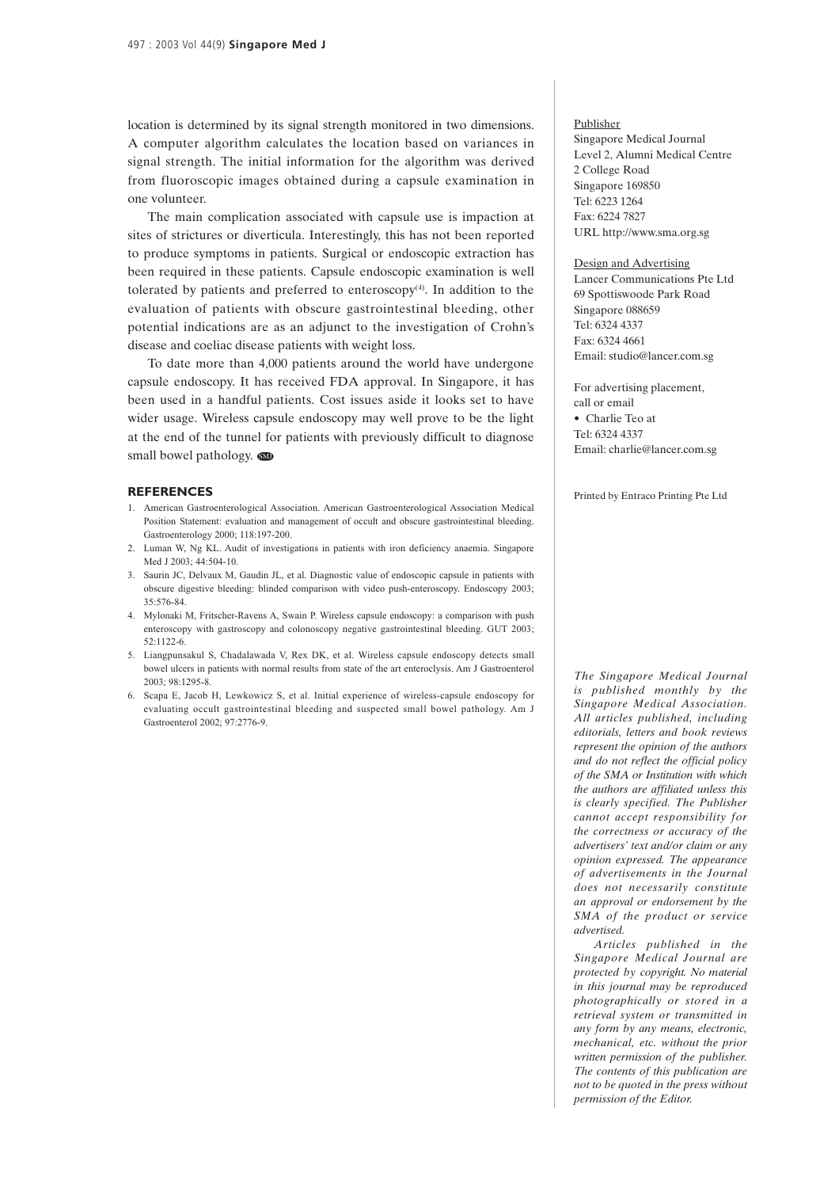location is determined by its signal strength monitored in two dimensions. A computer algorithm calculates the location based on variances in signal strength. The initial information for the algorithm was derived from fluoroscopic images obtained during a capsule examination in one volunteer.

The main complication associated with capsule use is impaction at sites of strictures or diverticula. Interestingly, this has not been reported to produce symptoms in patients. Surgical or endoscopic extraction has been required in these patients. Capsule endoscopic examination is well tolerated by patients and preferred to enteroscopy[4]. In addition to the evaluation of patients with obscure gastrointestinal bleeding, other potential indications are as an adjunct to the investigation of Crohn's disease and coeliac disease patients with weight loss.

To date more than 4,000 patients around the world have undergone capsule endoscopy. It has received FDA approval. In Singapore, it has been used in a handful patients. Cost issues aside it looks set to have wider usage. Wireless capsule endoscopy may well prove to be the light at the end of the tunnel for patients with previously difficult to diagnose small bowel pathology.

## REFERENCES

1. American Gastroenterological Association. American Gastroenterological Association Medical Position Statement: evaluation and management of occult and obscure gastrointestinal bleeding. Gastroenterology 2000; 118:197-200.
2. Luman W, Ng KL. Audit of investigations in patients with iron deficiency anaemia. Singapore Med J 2003; 44:504-10.
3. Saurin JC, Delvaux M, Gaudin JL, et al. Diagnostic value of endoscopic capsule in patients with obscure digestive bleeding: blinded comparison with video push-enteroscopy. Endoscopy 2003; 35:576-84.
4. Mylonaki M, Fritscher-Ravens A, Swain P. Wireless capsule endoscopy: a comparison with push enteroscopy with gastroscopy and colonoscopy negative gastrointestinal bleeding. GUT 2003; 52:1122-6.
5. Liangpunsakul S, Chadalawada V, Rex DK, et al. Wireless capsule endoscopy detects small bowel ulcers in patients with normal results from state of the art enteroclysis. Am J Gastroenterol 2003; 98:1295-8.
6. Scapa E, Jacob H, Lewkowicz S, et al. Initial experience of wireless-capsule endoscopy for evaluating occult gastrointestinal bleeding and suspected small bowel pathology. Am J Gastroenterol 2002; 97:2776-9.

Publisher
Singapore Medical Journal
Level 2, Alumni Medical Centre
2 College Road
Singapore 169850
Tel: 6223 1264
Fax: 6224 7827
URL http://www.sma.org.sg

Design and Advertising
Lancer Communications Pte Ltd
69 Spottiswoode Park Road
Singapore 088659
Tel: 6324 4337
Fax: 6324 4661
Email: studio@lancer.com.sg

For advertising placement, call or email
- Charlie Teo at
Tel: 6324 4337
Email: charlie@lancer.com.sg

Printed by Entraco Printing Pte Ltd

*The Singapore Medical Journal is published monthly by the Singapore Medical Association. All articles published, including editorials, letters and book reviews represent the opinion of the authors and do not reflect the official policy of the SMA or Institution with which the authors are affiliated unless this is clearly specified. The Publisher cannot accept responsibility for the correctness or accuracy of the advertisers' text and/or claim or any opinion expressed. The appearance of advertisements in the Journal does not necessarily constitute an approval or endorsement by the SMA of the product or service advertised.*

*Articles published in the Singapore Medical Journal are protected by copyright. No material in this journal may be reproduced photographically or stored in a retrieval system or transmitted in any form by any means, electronic, mechanical, etc. without the prior written permission of the publisher. The contents of this publication are not to be quoted in the press without permission of the Editor.*